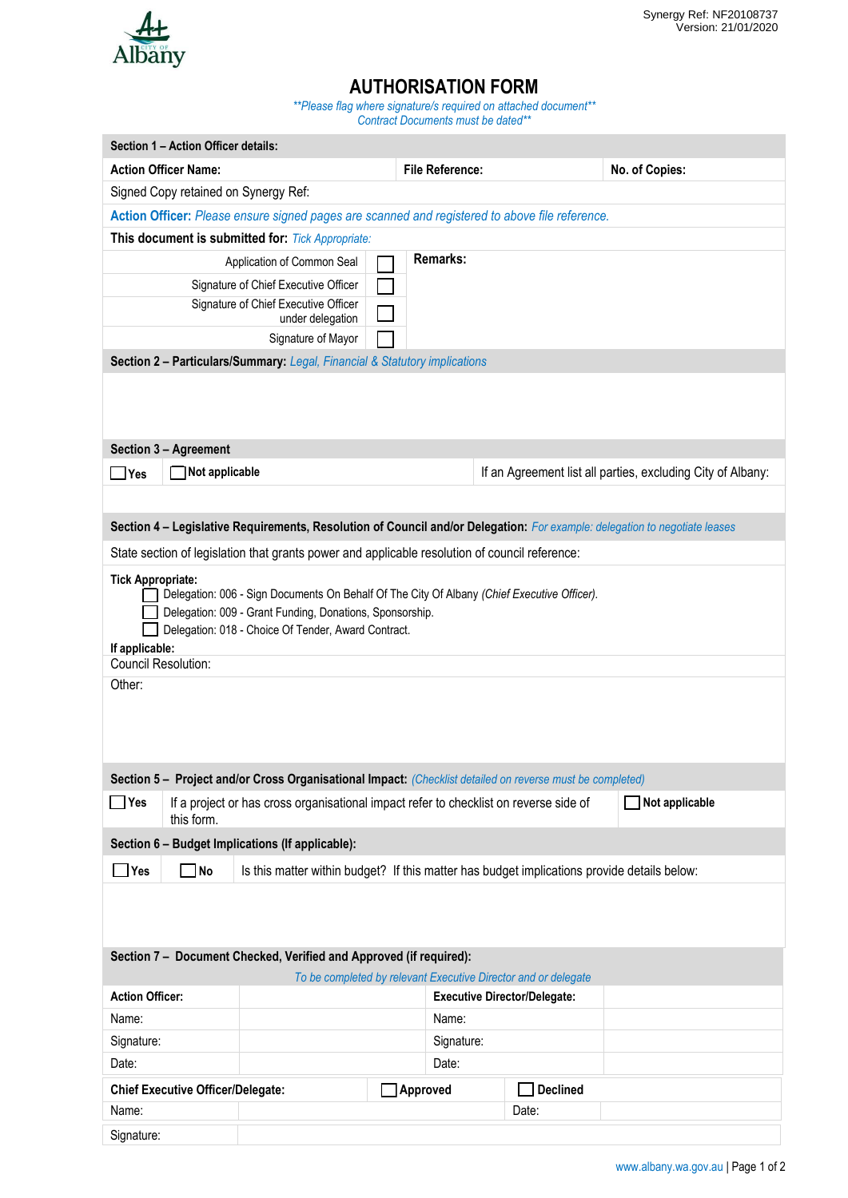Synergy Ref: NF20108737
Version: 21/01/2020

# AUTHORISATION FORM

*\*\*Please flag where signature/s required on attached document\*\**
*Contract Documents must be dated\*\**

**Section 1 – Action Officer details:**

| **Action Officer Name:** | **File Reference:** | **No. of Copies:** |
|---|---|---|

Signed Copy retained on Synergy Ref:

**Action Officer:** *Please ensure signed pages are scanned and registered to above file reference.*

**This document is submitted for:** *Tick Appropriate:*

| | | **Remarks:** |
|---|---|---|
| Application of Common Seal | ☐ | |
| Signature of Chief Executive Officer | ☐ | |
| Signature of Chief Executive Officer under delegation | ☐ | |
| Signature of Mayor | ☐ | |

**Section 2 – Particulars/Summary:** *Legal, Financial & Statutory implications*

**Section 3 – Agreement**

| ☐ **Yes** | ☐ **Not applicable** | If an Agreement list all parties, excluding City of Albany: |
|---|---|---|

**Section 4 – Legislative Requirements, Resolution of Council and/or Delegation:** *For example: delegation to negotiate leases*

State section of legislation that grants power and applicable resolution of council reference:

**Tick Appropriate:**

- ☐ Delegation: 006 - Sign Documents On Behalf Of The City Of Albany *(Chief Executive Officer).*
- ☐ Delegation: 009 - Grant Funding, Donations, Sponsorship.
- ☐ Delegation: 018 - Choice Of Tender, Award Contract.

**If applicable:**

Council Resolution:

Other:

**Section 5 – Project and/or Cross Organisational Impact:** *(Checklist detailed on reverse must be completed)*

| ☐ **Yes** | If a project or has cross organisational impact refer to checklist on reverse side of this form. | ☐ **Not applicable** |
|---|---|---|

**Section 6 – Budget Implications (If applicable):**

| ☐ **Yes** | ☐ **No** | Is this matter within budget? If this matter has budget implications provide details below: |
|---|---|---|

**Section 7 – Document Checked, Verified and Approved (if required):**

*To be completed by relevant Executive Director and or delegate*

| **Action Officer:** | | **Executive Director/Delegate:** | |
|---|---|---|---|
| Name: | | Name: | |
| Signature: | | Signature: | |
| Date: | | Date: | |

| **Chief Executive Officer/Delegate:** | | ☐ **Approved** | ☐ **Declined** | |
|---|---|---|---|---|
| Name: | | | Date: | |
| Signature: | | | | |

www.albany.wa.gov.au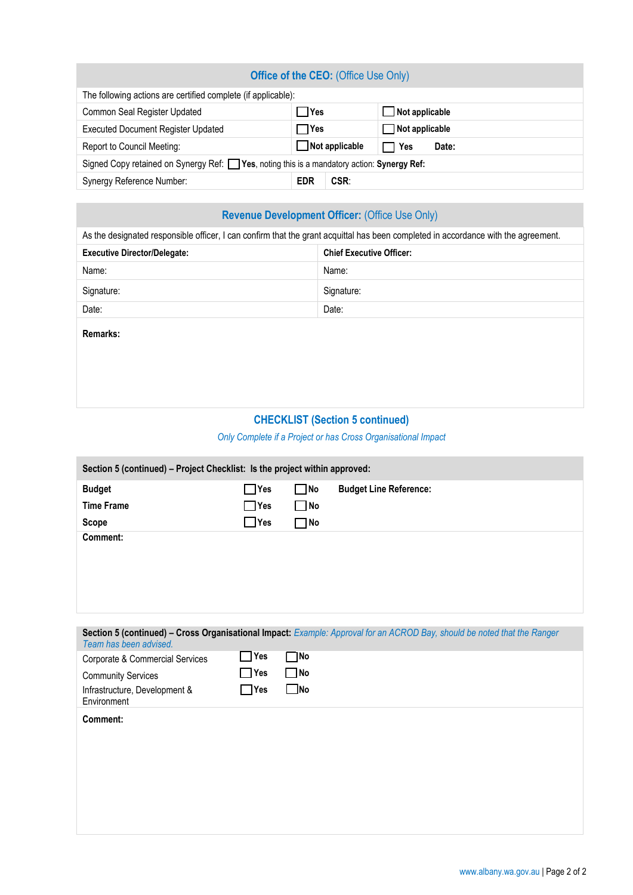| **Office of the CEO:** (Office Use Only) | | | |
|---|---|---|---|
| The following actions are certified complete (if applicable): | | | |
| Common Seal Register Updated | ☐ **Yes** | | ☐ **Not applicable** |
| Executed Document Register Updated | ☐ **Yes** | | ☐ **Not applicable** |
| Report to Council Meeting: | ☐ **Not applicable** | | ☐ **Yes** **Date:** |
| Signed Copy retained on Synergy Ref: ☐ **Yes**, noting this is a mandatory action: **Synergy Ref:** | | | |
| Synergy Reference Number: | **EDR** | **CSR**: | |

| **Revenue Development Officer:** (Office Use Only) | |
|---|---|
| As the designated responsible officer, I can confirm that the grant acquittal has been completed in accordance with the agreement. | |
| **Executive Director/Delegate:** | **Chief Executive Officer:** |
| Name: | Name: |
| Signature: | Signature: |
| Date: | Date: |
| **Remarks:** | |

## CHECKLIST (Section 5 continued)

*Only Complete if a Project or has Cross Organisational Impact*

| **Section 5 (continued) – Project Checklist: Is the project within approved:** | | | |
|---|---|---|---|
| **Budget** | ☐ **Yes** | ☐ **No** | **Budget Line Reference:** |
| **Time Frame** | ☐ **Yes** | ☐ **No** | |
| **Scope** | ☐ **Yes** | ☐ **No** | |
| **Comment:** | | | |

| **Section 5 (continued) – Cross Organisational Impact:** *Example: Approval for an ACROD Bay, should be noted that the Ranger Team has been advised.* | | |
|---|---|---|
| Corporate & Commercial Services | ☐ **Yes** | ☐ **No** |
| Community Services | ☐ **Yes** | ☐ **No** |
| Infrastructure, Development & Environment | ☐ **Yes** | ☐ **No** |
| **Comment:** | | |

www.albany.wa.gov.au